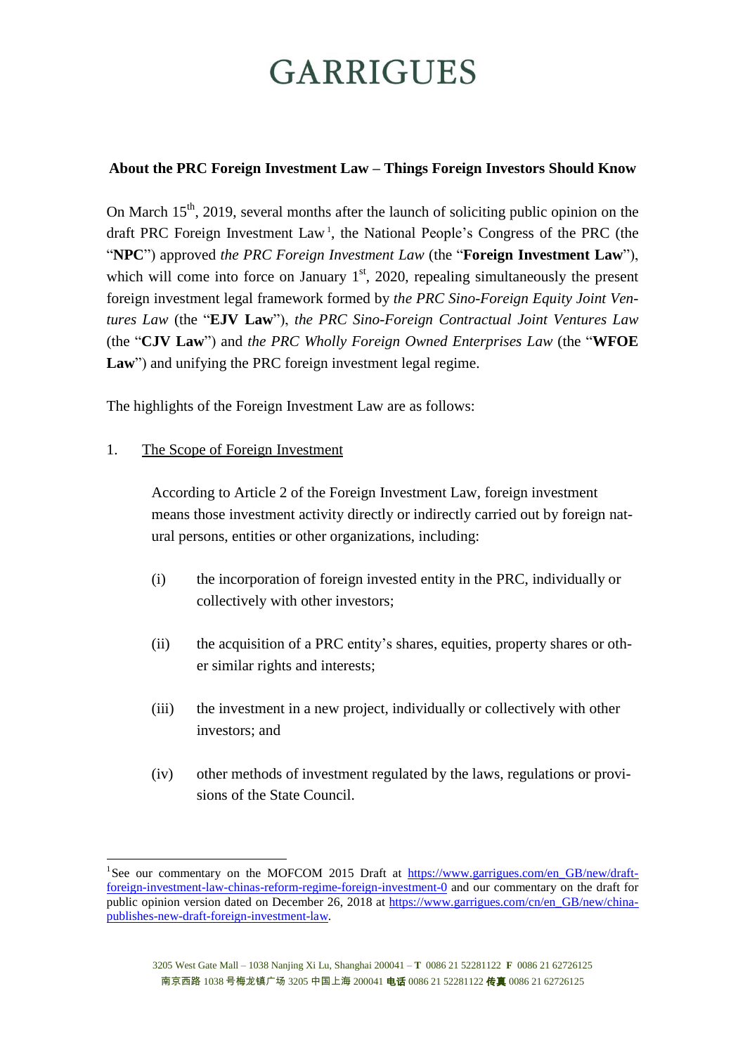# GARRIGUES

**About the PRC Foreign Investment Law – Things Foreign Investors Should Know**

On March 15th, 2019, several months after the launch of soliciting public opinion on the draft PRC Foreign Investment Law[1], the National People's Congress of the PRC (the "**NPC**") approved *the PRC Foreign Investment Law* (the "**Foreign Investment Law**"), which will come into force on January 1st, 2020, repealing simultaneously the present foreign investment legal framework formed by *the PRC Sino-Foreign Equity Joint Ventures Law* (the "**EJV Law**"), *the PRC Sino-Foreign Contractual Joint Ventures Law* (the "**CJV Law**") and *the PRC Wholly Foreign Owned Enterprises Law* (the "**WFOE Law**") and unifying the PRC foreign investment legal regime.

The highlights of the Foreign Investment Law are as follows:

1. The Scope of Foreign Investment

   According to Article 2 of the Foreign Investment Law, foreign investment means those investment activity directly or indirectly carried out by foreign natural persons, entities or other organizations, including:

   (i) the incorporation of foreign invested entity in the PRC, individually or collectively with other investors;

   (ii) the acquisition of a PRC entity's shares, equities, property shares or other similar rights and interests;

   (iii) the investment in a new project, individually or collectively with other investors; and

   (iv) other methods of investment regulated by the laws, regulations or provisions of the State Council.

---

[1] See our commentary on the MOFCOM 2015 Draft at https://www.garrigues.com/en_GB/new/draft-foreign-investment-law-chinas-reform-regime-foreign-investment-0 and our commentary on the draft for public opinion version dated on December 26, 2018 at https://www.garrigues.com/cn/en_GB/new/china-publishes-new-draft-foreign-investment-law.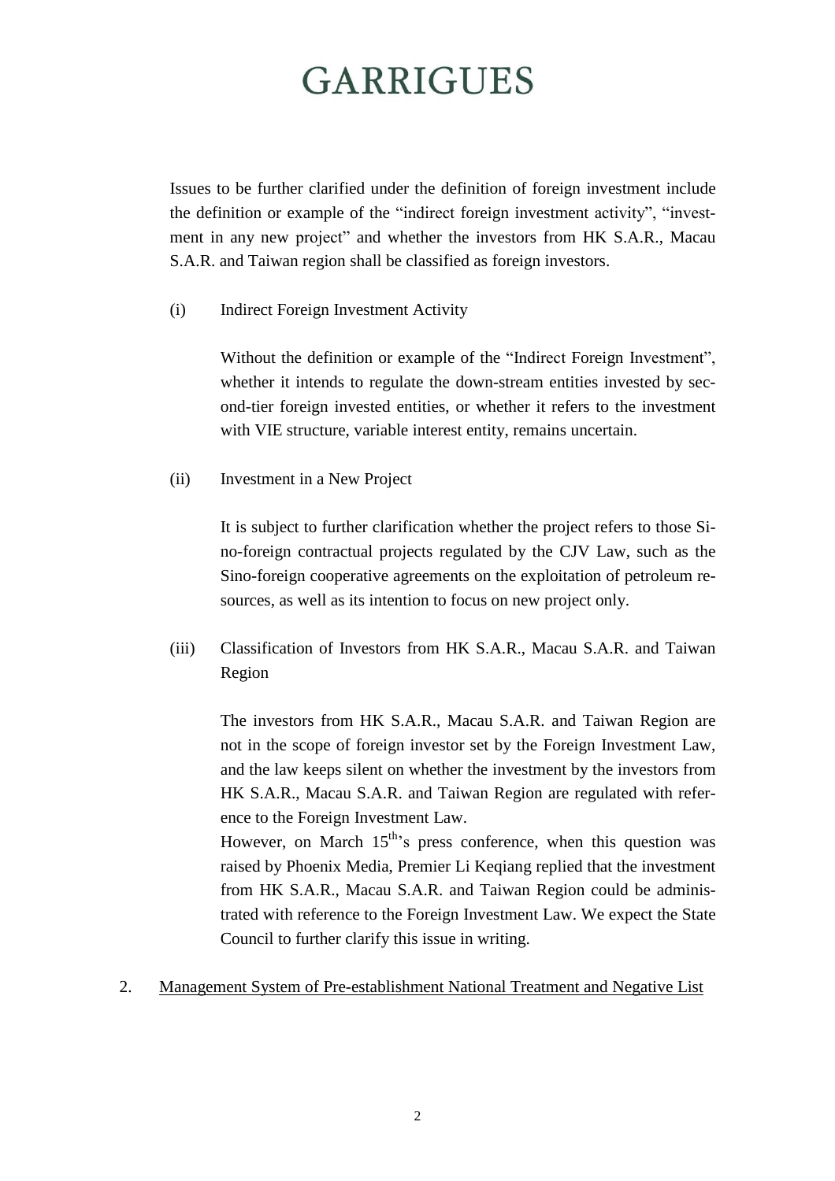Issues to be further clarified under the definition of foreign investment include the definition or example of the "indirect foreign investment activity", "investment in any new project" and whether the investors from HK S.A.R., Macau S.A.R. and Taiwan region shall be classified as foreign investors.

(i) Indirect Foreign Investment Activity

Without the definition or example of the "Indirect Foreign Investment", whether it intends to regulate the down-stream entities invested by second-tier foreign invested entities, or whether it refers to the investment with VIE structure, variable interest entity, remains uncertain.

(ii) Investment in a New Project

It is subject to further clarification whether the project refers to those Sino-foreign contractual projects regulated by the CJV Law, such as the Sino-foreign cooperative agreements on the exploitation of petroleum resources, as well as its intention to focus on new project only.

(iii) Classification of Investors from HK S.A.R., Macau S.A.R. and Taiwan Region

The investors from HK S.A.R., Macau S.A.R. and Taiwan Region are not in the scope of foreign investor set by the Foreign Investment Law, and the law keeps silent on whether the investment by the investors from HK S.A.R., Macau S.A.R. and Taiwan Region are regulated with reference to the Foreign Investment Law.

However, on March 15th's press conference, when this question was raised by Phoenix Media, Premier Li Keqiang replied that the investment from HK S.A.R., Macau S.A.R. and Taiwan Region could be administrated with reference to the Foreign Investment Law. We expect the State Council to further clarify this issue in writing.

2. Management System of Pre-establishment National Treatment and Negative List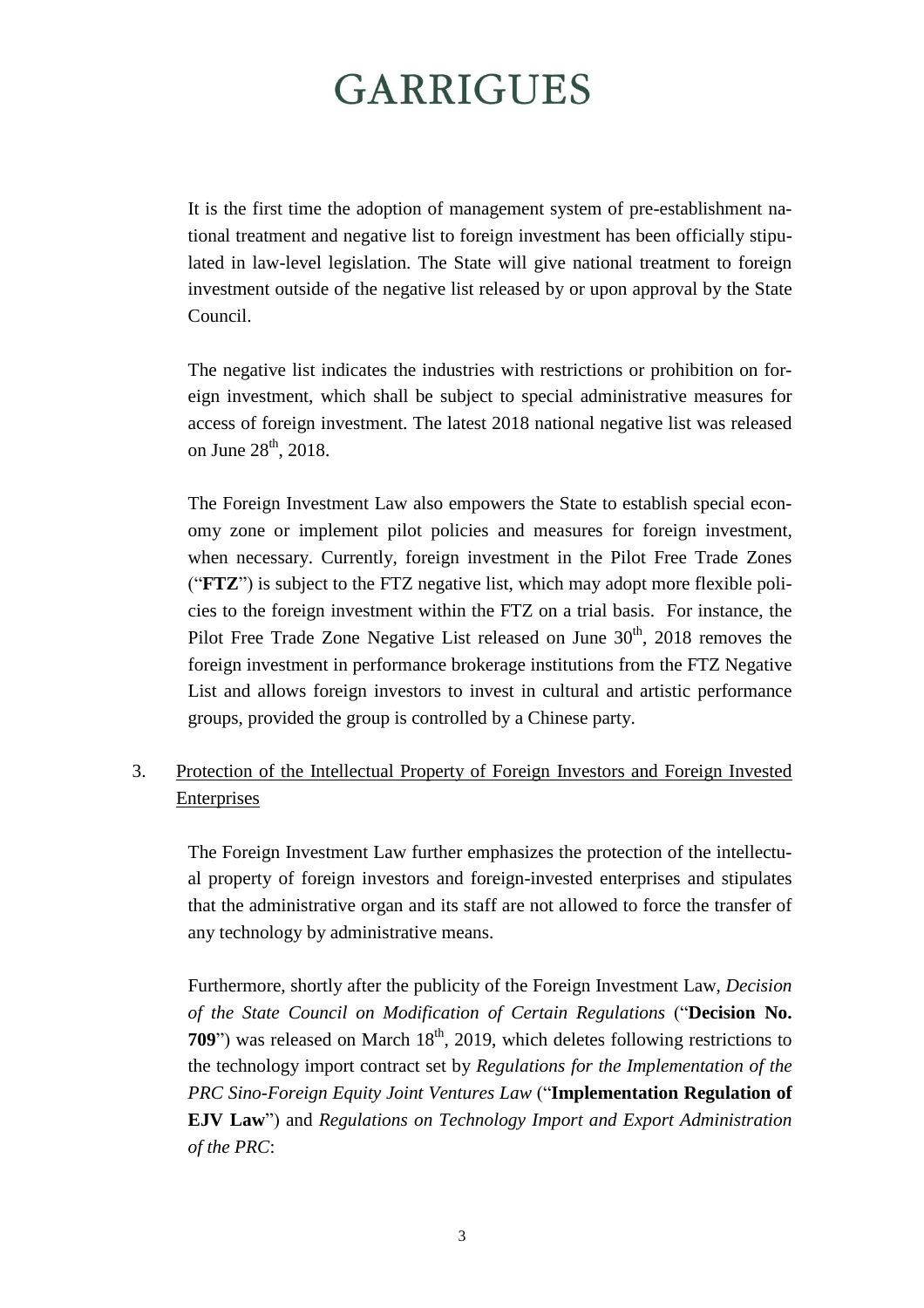It is the first time the adoption of management system of pre-establishment national treatment and negative list to foreign investment has been officially stipulated in law-level legislation. The State will give national treatment to foreign investment outside of the negative list released by or upon approval by the State Council.

The negative list indicates the industries with restrictions or prohibition on foreign investment, which shall be subject to special administrative measures for access of foreign investment. The latest 2018 national negative list was released on June 28th, 2018.

The Foreign Investment Law also empowers the State to establish special economy zone or implement pilot policies and measures for foreign investment, when necessary. Currently, foreign investment in the Pilot Free Trade Zones ("**FTZ**") is subject to the FTZ negative list, which may adopt more flexible policies to the foreign investment within the FTZ on a trial basis. For instance, the Pilot Free Trade Zone Negative List released on June 30th, 2018 removes the foreign investment in performance brokerage institutions from the FTZ Negative List and allows foreign investors to invest in cultural and artistic performance groups, provided the group is controlled by a Chinese party.

3. Protection of the Intellectual Property of Foreign Investors and Foreign Invested Enterprises

The Foreign Investment Law further emphasizes the protection of the intellectual property of foreign investors and foreign-invested enterprises and stipulates that the administrative organ and its staff are not allowed to force the transfer of any technology by administrative means.

Furthermore, shortly after the publicity of the Foreign Investment Law, *Decision of the State Council on Modification of Certain Regulations* ("**Decision No. 709**") was released on March 18th, 2019, which deletes following restrictions to the technology import contract set by *Regulations for the Implementation of the PRC Sino-Foreign Equity Joint Ventures Law* ("**Implementation Regulation of EJV Law**") and *Regulations on Technology Import and Export Administration of the PRC*: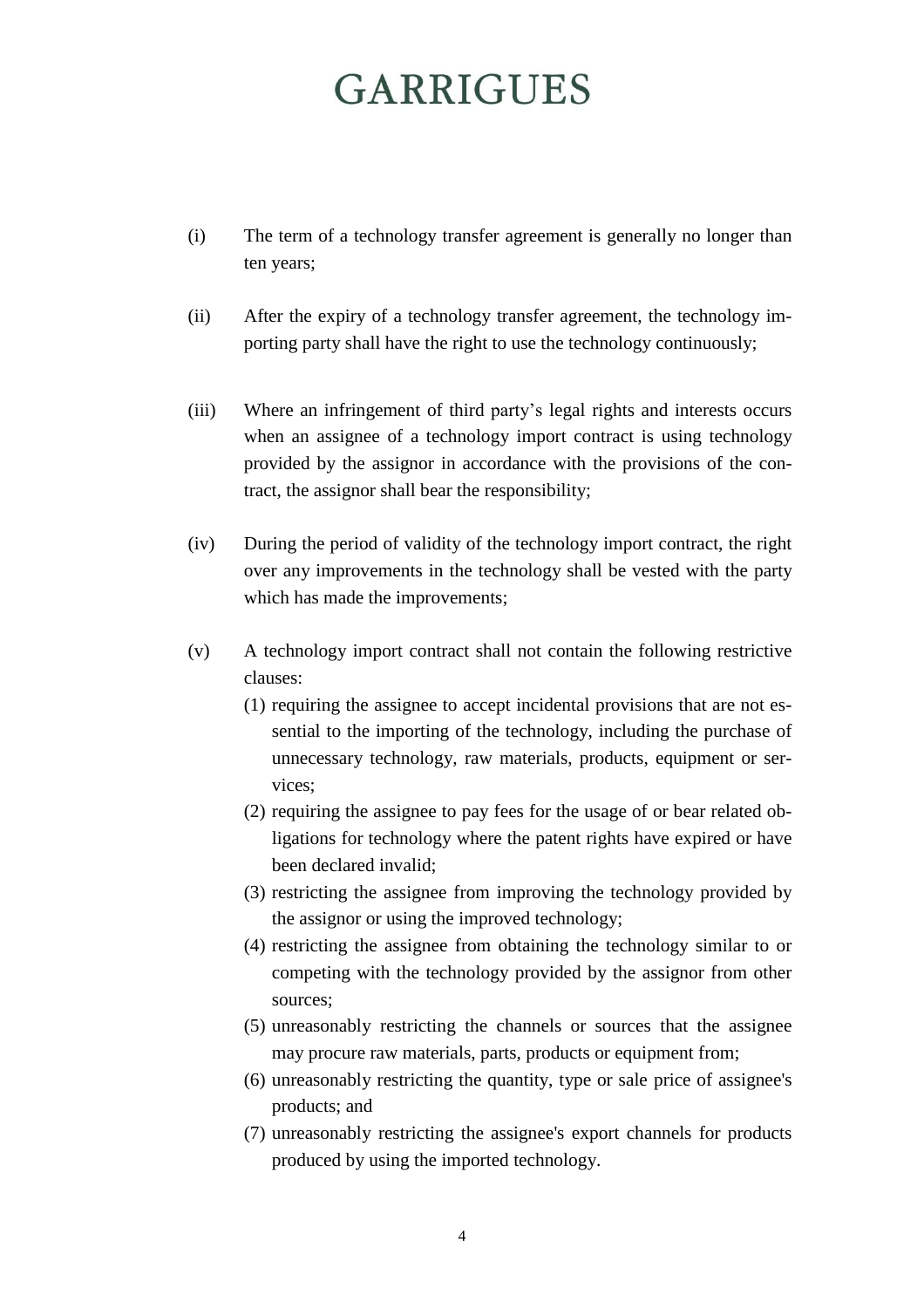(i) The term of a technology transfer agreement is generally no longer than ten years;

(ii) After the expiry of a technology transfer agreement, the technology importing party shall have the right to use the technology continuously;

(iii) Where an infringement of third party's legal rights and interests occurs when an assignee of a technology import contract is using technology provided by the assignor in accordance with the provisions of the contract, the assignor shall bear the responsibility;

(iv) During the period of validity of the technology import contract, the right over any improvements in the technology shall be vested with the party which has made the improvements;

(v) A technology import contract shall not contain the following restrictive clauses:

   (1) requiring the assignee to accept incidental provisions that are not essential to the importing of the technology, including the purchase of unnecessary technology, raw materials, products, equipment or services;

   (2) requiring the assignee to pay fees for the usage of or bear related obligations for technology where the patent rights have expired or have been declared invalid;

   (3) restricting the assignee from improving the technology provided by the assignor or using the improved technology;

   (4) restricting the assignee from obtaining the technology similar to or competing with the technology provided by the assignor from other sources;

   (5) unreasonably restricting the channels or sources that the assignee may procure raw materials, parts, products or equipment from;

   (6) unreasonably restricting the quantity, type or sale price of assignee's products; and

   (7) unreasonably restricting the assignee's export channels for products produced by using the imported technology.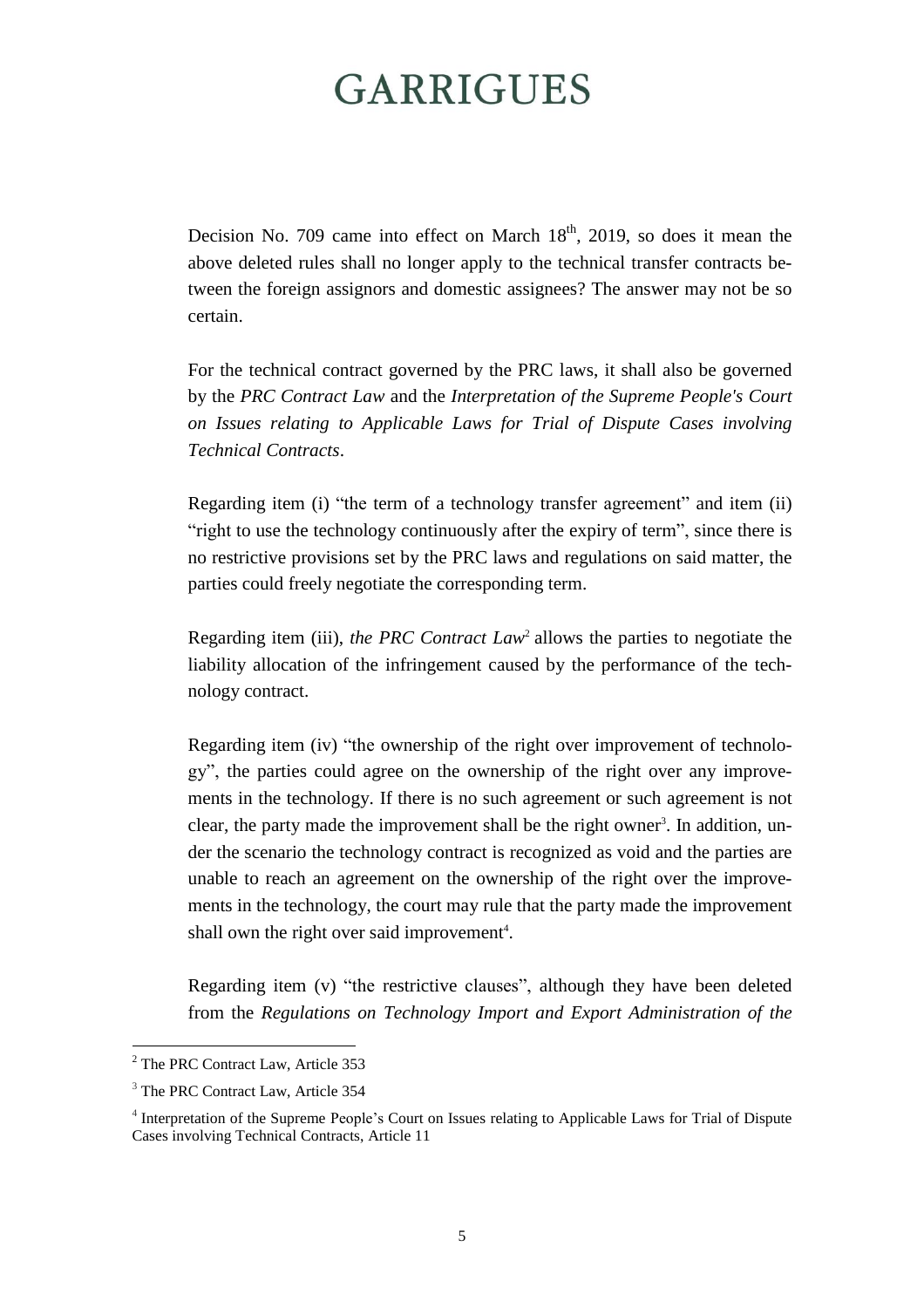Decision No. 709 came into effect on March 18th, 2019, so does it mean the above deleted rules shall no longer apply to the technical transfer contracts between the foreign assignors and domestic assignees? The answer may not be so certain.

For the technical contract governed by the PRC laws, it shall also be governed by the *PRC Contract Law* and the *Interpretation of the Supreme People's Court on Issues relating to Applicable Laws for Trial of Dispute Cases involving Technical Contracts*.

Regarding item (i) "the term of a technology transfer agreement" and item (ii) "right to use the technology continuously after the expiry of term", since there is no restrictive provisions set by the PRC laws and regulations on said matter, the parties could freely negotiate the corresponding term.

Regarding item (iii), *the PRC Contract Law*[2] allows the parties to negotiate the liability allocation of the infringement caused by the performance of the technology contract.

Regarding item (iv) "the ownership of the right over improvement of technology", the parties could agree on the ownership of the right over any improvements in the technology. If there is no such agreement or such agreement is not clear, the party made the improvement shall be the right owner[3]. In addition, under the scenario the technology contract is recognized as void and the parties are unable to reach an agreement on the ownership of the right over the improvements in the technology, the court may rule that the party made the improvement shall own the right over said improvement[4].

Regarding item (v) "the restrictive clauses", although they have been deleted from the *Regulations on Technology Import and Export Administration of the*

---

[2] The PRC Contract Law, Article 353

[3] The PRC Contract Law, Article 354

[4] Interpretation of the Supreme People's Court on Issues relating to Applicable Laws for Trial of Dispute Cases involving Technical Contracts, Article 11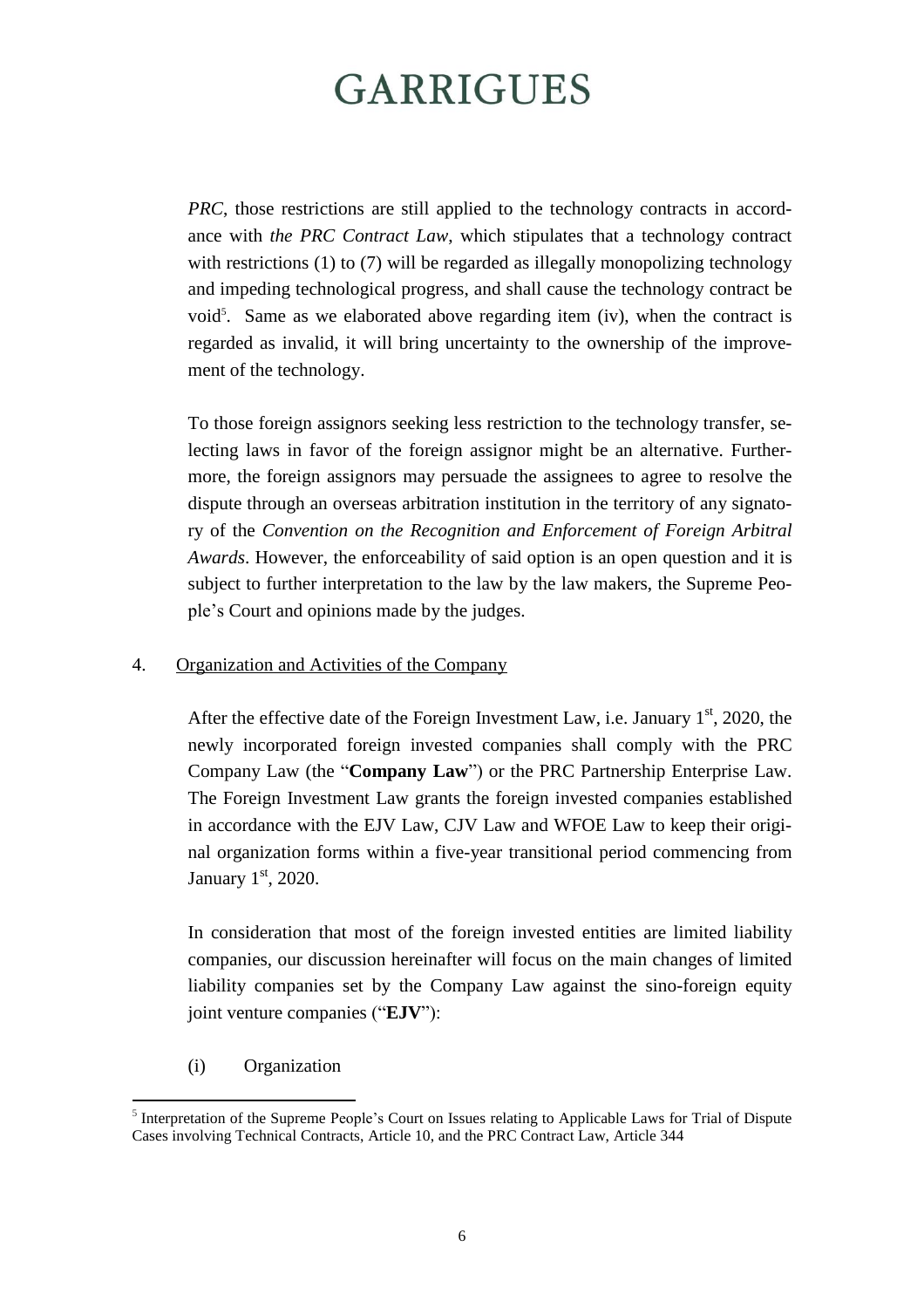*PRC*, those restrictions are still applied to the technology contracts in accordance with *the PRC Contract Law*, which stipulates that a technology contract with restrictions (1) to (7) will be regarded as illegally monopolizing technology and impeding technological progress, and shall cause the technology contract be void[5]. Same as we elaborated above regarding item (iv), when the contract is regarded as invalid, it will bring uncertainty to the ownership of the improvement of the technology.

To those foreign assignors seeking less restriction to the technology transfer, selecting laws in favor of the foreign assignor might be an alternative. Furthermore, the foreign assignors may persuade the assignees to agree to resolve the dispute through an overseas arbitration institution in the territory of any signatory of the *Convention on the Recognition and Enforcement of Foreign Arbitral Awards*. However, the enforceability of said option is an open question and it is subject to further interpretation to the law by the law makers, the Supreme People's Court and opinions made by the judges.

4. Organization and Activities of the Company

After the effective date of the Foreign Investment Law, i.e. January 1st, 2020, the newly incorporated foreign invested companies shall comply with the PRC Company Law (the "**Company Law**") or the PRC Partnership Enterprise Law. The Foreign Investment Law grants the foreign invested companies established in accordance with the EJV Law, CJV Law and WFOE Law to keep their original organization forms within a five-year transitional period commencing from January 1st, 2020.

In consideration that most of the foreign invested entities are limited liability companies, our discussion hereinafter will focus on the main changes of limited liability companies set by the Company Law against the sino-foreign equity joint venture companies ("**EJV**"):

(i) Organization

---

[5] Interpretation of the Supreme People's Court on Issues relating to Applicable Laws for Trial of Dispute Cases involving Technical Contracts, Article 10, and the PRC Contract Law, Article 344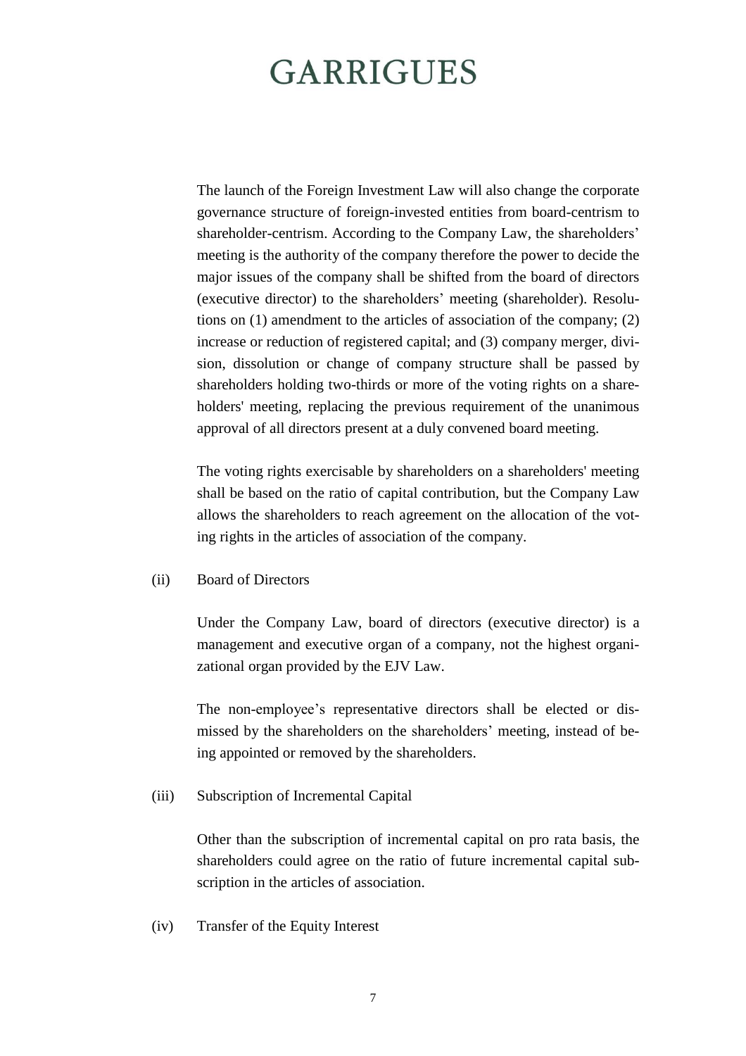The launch of the Foreign Investment Law will also change the corporate governance structure of foreign-invested entities from board-centrism to shareholder-centrism. According to the Company Law, the shareholders' meeting is the authority of the company therefore the power to decide the major issues of the company shall be shifted from the board of directors (executive director) to the shareholders' meeting (shareholder). Resolutions on (1) amendment to the articles of association of the company; (2) increase or reduction of registered capital; and (3) company merger, division, dissolution or change of company structure shall be passed by shareholders holding two-thirds or more of the voting rights on a shareholders' meeting, replacing the previous requirement of the unanimous approval of all directors present at a duly convened board meeting.

The voting rights exercisable by shareholders on a shareholders' meeting shall be based on the ratio of capital contribution, but the Company Law allows the shareholders to reach agreement on the allocation of the voting rights in the articles of association of the company.

(ii) Board of Directors

Under the Company Law, board of directors (executive director) is a management and executive organ of a company, not the highest organizational organ provided by the EJV Law.

The non-employee's representative directors shall be elected or dismissed by the shareholders on the shareholders' meeting, instead of being appointed or removed by the shareholders.

(iii) Subscription of Incremental Capital

Other than the subscription of incremental capital on pro rata basis, the shareholders could agree on the ratio of future incremental capital subscription in the articles of association.

(iv) Transfer of the Equity Interest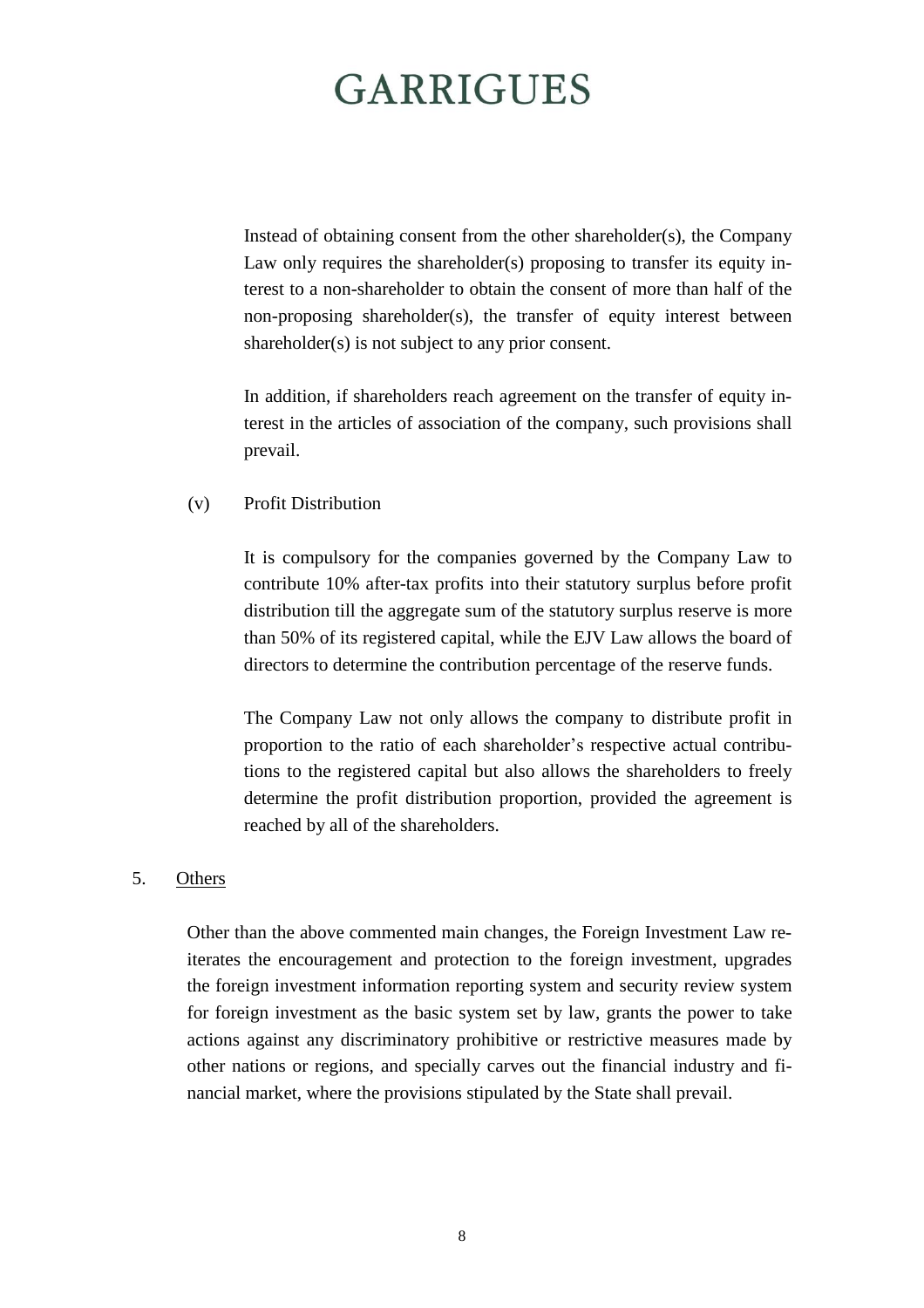Instead of obtaining consent from the other shareholder(s), the Company Law only requires the shareholder(s) proposing to transfer its equity interest to a non-shareholder to obtain the consent of more than half of the non-proposing shareholder(s), the transfer of equity interest between shareholder(s) is not subject to any prior consent.

In addition, if shareholders reach agreement on the transfer of equity interest in the articles of association of the company, such provisions shall prevail.

(v) Profit Distribution

It is compulsory for the companies governed by the Company Law to contribute 10% after-tax profits into their statutory surplus before profit distribution till the aggregate sum of the statutory surplus reserve is more than 50% of its registered capital, while the EJV Law allows the board of directors to determine the contribution percentage of the reserve funds.

The Company Law not only allows the company to distribute profit in proportion to the ratio of each shareholder's respective actual contributions to the registered capital but also allows the shareholders to freely determine the profit distribution proportion, provided the agreement is reached by all of the shareholders.

5. Others

Other than the above commented main changes, the Foreign Investment Law reiterates the encouragement and protection to the foreign investment, upgrades the foreign investment information reporting system and security review system for foreign investment as the basic system set by law, grants the power to take actions against any discriminatory prohibitive or restrictive measures made by other nations or regions, and specially carves out the financial industry and financial market, where the provisions stipulated by the State shall prevail.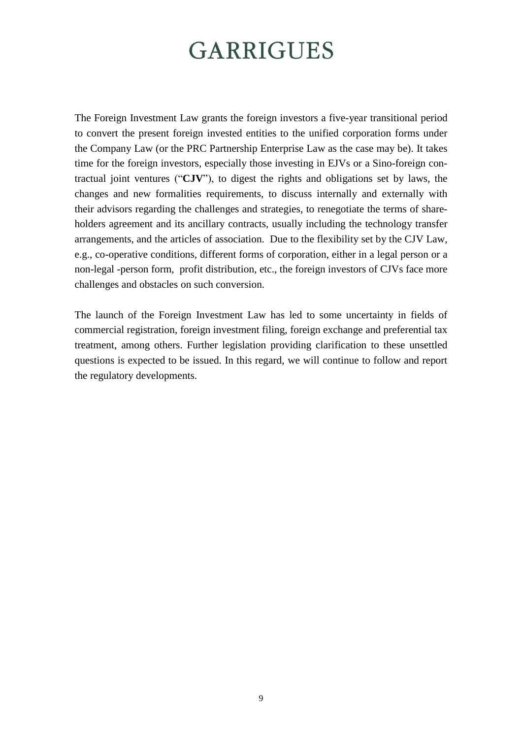The Foreign Investment Law grants the foreign investors a five-year transitional period to convert the present foreign invested entities to the unified corporation forms under the Company Law (or the PRC Partnership Enterprise Law as the case may be). It takes time for the foreign investors, especially those investing in EJVs or a Sino-foreign contractual joint ventures ("**CJV**"), to digest the rights and obligations set by laws, the changes and new formalities requirements, to discuss internally and externally with their advisors regarding the challenges and strategies, to renegotiate the terms of shareholders agreement and its ancillary contracts, usually including the technology transfer arrangements, and the articles of association. Due to the flexibility set by the CJV Law, e.g., co-operative conditions, different forms of corporation, either in a legal person or a non-legal -person form, profit distribution, etc., the foreign investors of CJVs face more challenges and obstacles on such conversion.

The launch of the Foreign Investment Law has led to some uncertainty in fields of commercial registration, foreign investment filing, foreign exchange and preferential tax treatment, among others. Further legislation providing clarification to these unsettled questions is expected to be issued. In this regard, we will continue to follow and report the regulatory developments.